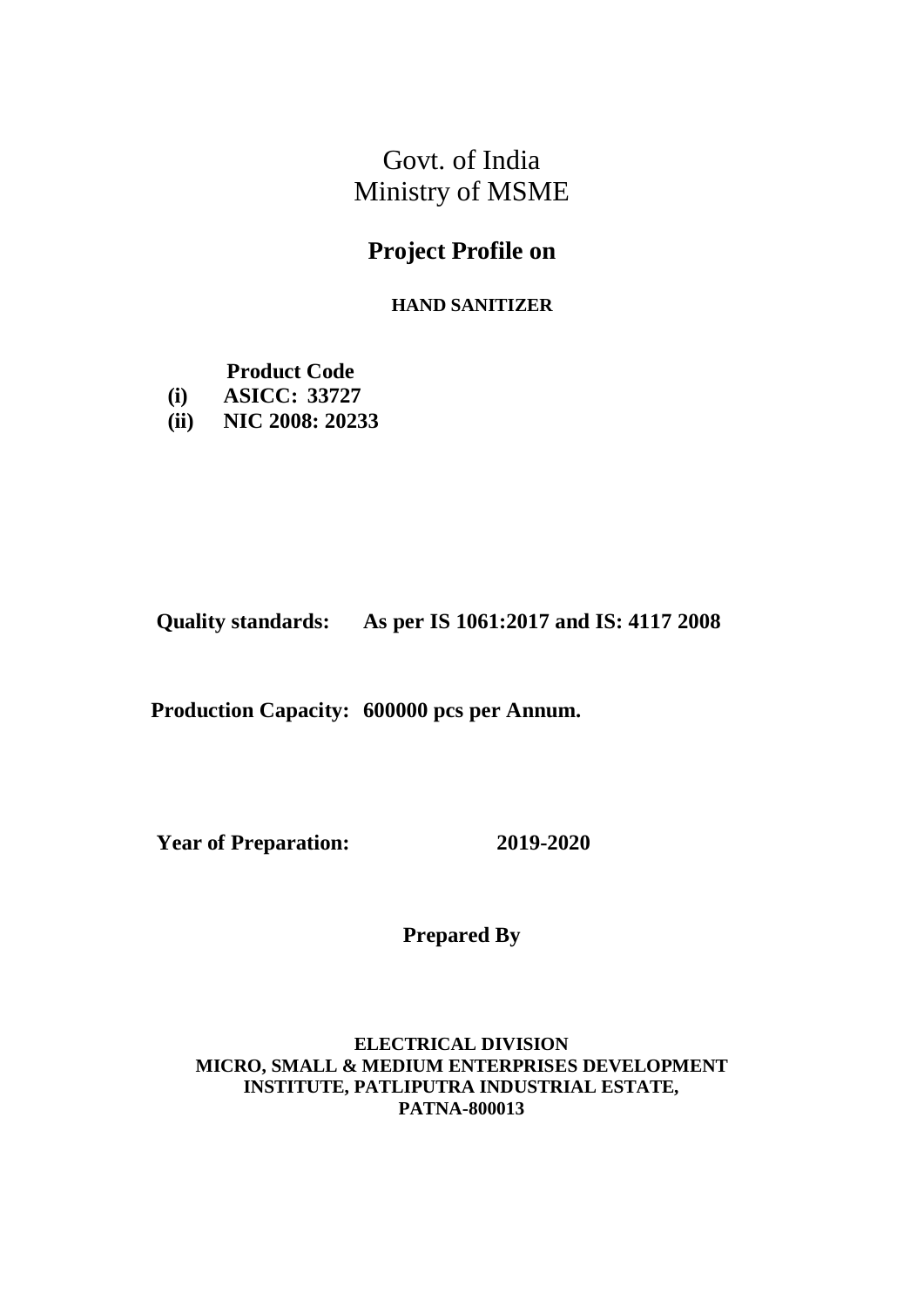# Govt. of India
# Ministry of MSME

## Project Profile on

**HAND SANITIZER**

**Product Code**

**(i) ASICC: 33727**

**(ii) NIC 2008: 20233**

**Quality standards: As per IS 1061:2017 and IS: 4117 2008**

**Production Capacity: 600000 pcs per Annum.**

**Year of Preparation: 2019-2020**

**Prepared By**

**ELECTRICAL DIVISION**
**MICRO, SMALL & MEDIUM ENTERPRISES DEVELOPMENT INSTITUTE, PATLIPUTRA INDUSTRIAL ESTATE,**
**PATNA-800013**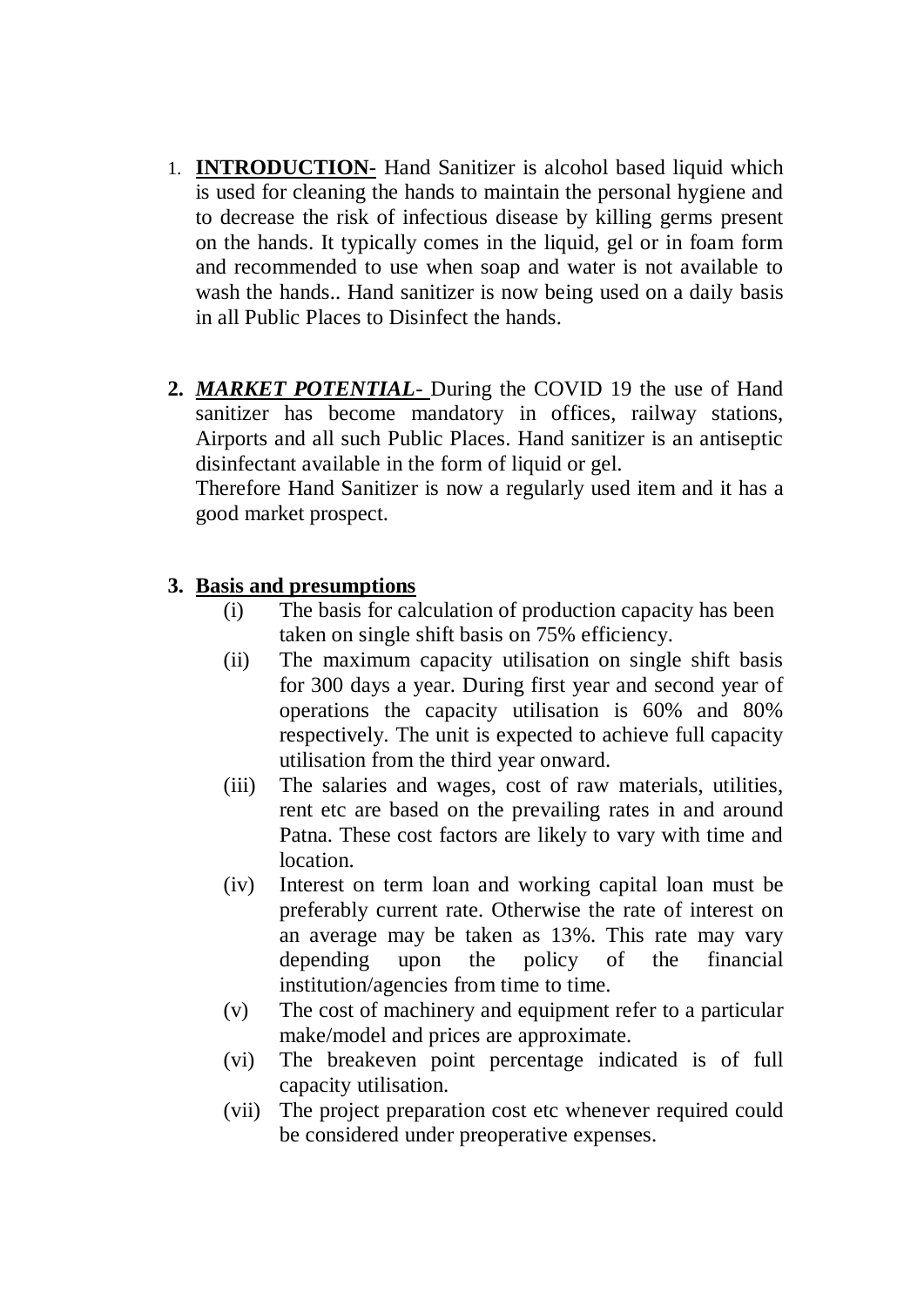1. **INTRODUCTION-** Hand Sanitizer is alcohol based liquid which is used for cleaning the hands to maintain the personal hygiene and to decrease the risk of infectious disease by killing germs present on the hands. It typically comes in the liquid, gel or in foam form and recommended to use when soap and water is not available to wash the hands.. Hand sanitizer is now being used on a daily basis in all Public Places to Disinfect the hands.

2. ***MARKET POTENTIAL-*** During the COVID 19 the use of Hand sanitizer has become mandatory in offices, railway stations, Airports and all such Public Places. Hand sanitizer is an antiseptic disinfectant available in the form of liquid or gel.

   Therefore Hand Sanitizer is now a regularly used item and it has a good market prospect.

3. **Basis and presumptions**
   - (i) The basis for calculation of production capacity has been taken on single shift basis on 75% efficiency.
   - (ii) The maximum capacity utilisation on single shift basis for 300 days a year. During first year and second year of operations the capacity utilisation is 60% and 80% respectively. The unit is expected to achieve full capacity utilisation from the third year onward.
   - (iii) The salaries and wages, cost of raw materials, utilities, rent etc are based on the prevailing rates in and around Patna. These cost factors are likely to vary with time and location.
   - (iv) Interest on term loan and working capital loan must be preferably current rate. Otherwise the rate of interest on an average may be taken as 13%. This rate may vary depending upon the policy of the financial institution/agencies from time to time.
   - (v) The cost of machinery and equipment refer to a particular make/model and prices are approximate.
   - (vi) The breakeven point percentage indicated is of full capacity utilisation.
   - (vii) The project preparation cost etc whenever required could be considered under preoperative expenses.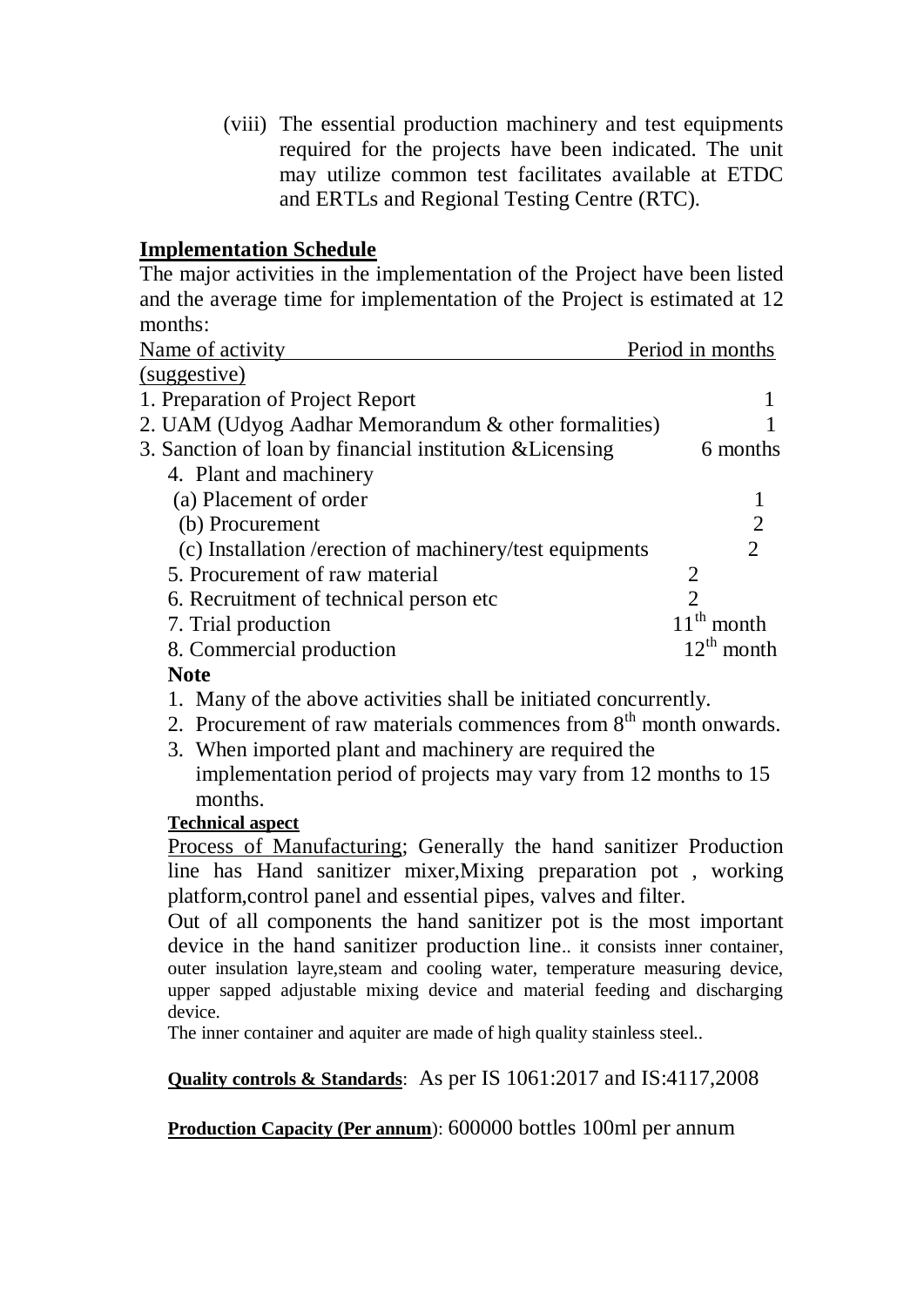(viii) The essential production machinery and test equipments required for the projects have been indicated. The unit may utilize common test facilitates available at ETDC and ERTLs and Regional Testing Centre (RTC).

## Implementation Schedule

The major activities in the implementation of the Project have been listed and the average time for implementation of the Project is estimated at 12 months:

| Name of activity (suggestive) | Period in months |
|---|---|
| 1. Preparation of Project Report | 1 |
| 2. UAM (Udyog Aadhar Memorandum & other formalities) | 1 |
| 3. Sanction of loan by financial institution &Licensing | 6 months |
| 4. Plant and machinery | |
| (a) Placement of order | 1 |
| (b) Procurement | 2 |
| (c) Installation /erection of machinery/test equipments | 2 |
| 5. Procurement of raw material | 2 |
| 6. Recruitment of technical person etc | 2 |
| 7. Trial production | 11th month |
| 8. Commercial production | 12th month |

**Note**

1. Many of the above activities shall be initiated concurrently.
2. Procurement of raw materials commences from 8th month onwards.
3. When imported plant and machinery are required the implementation period of projects may vary from 12 months to 15 months.

**Technical aspect**

Process of Manufacturing; Generally the hand sanitizer Production line has Hand sanitizer mixer,Mixing preparation pot , working platform,control panel and essential pipes, valves and filter.

Out of all components the hand sanitizer pot is the most important device in the hand sanitizer production line.. it consists inner container, outer insulation layre,steam and cooling water, temperature measuring device, upper sapped adjustable mixing device and material feeding and discharging device.

The inner container and aquiter are made of high quality stainless steel..

**Quality controls & Standards**: As per IS 1061:2017 and IS:4117,2008

**Production Capacity (Per annum**): 600000 bottles 100ml per annum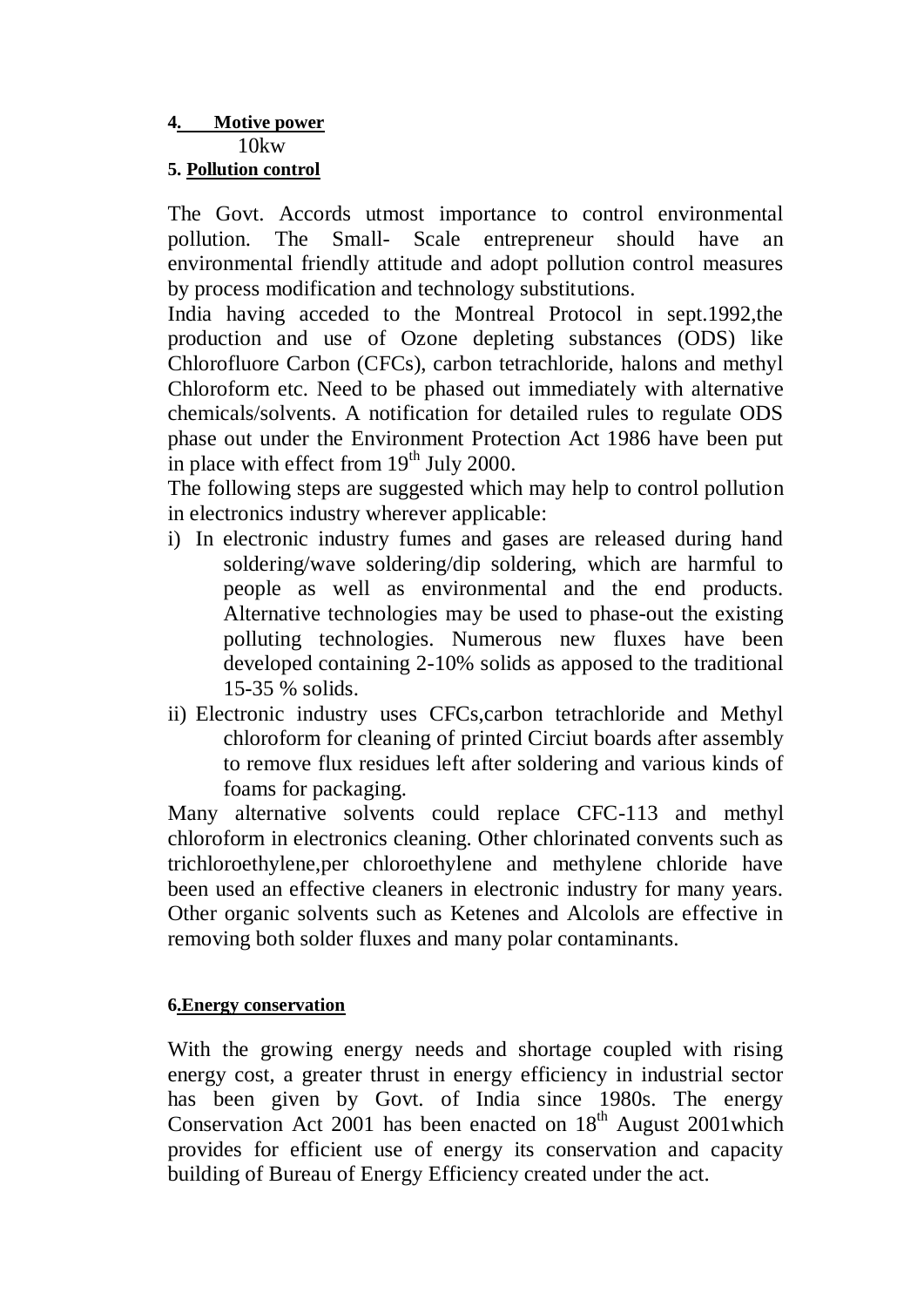**4. Motive power**

10kw

**5. Pollution control**

The Govt. Accords utmost importance to control environmental pollution. The Small- Scale entrepreneur should have an environmental friendly attitude and adopt pollution control measures by process modification and technology substitutions.

India having acceded to the Montreal Protocol in sept.1992,the production and use of Ozone depleting substances (ODS) like Chlorofluore Carbon (CFCs), carbon tetrachloride, halons and methyl Chloroform etc. Need to be phased out immediately with alternative chemicals/solvents. A notification for detailed rules to regulate ODS phase out under the Environment Protection Act 1986 have been put in place with effect from 19th July 2000.

The following steps are suggested which may help to control pollution in electronics industry wherever applicable:

i) In electronic industry fumes and gases are released during hand soldering/wave soldering/dip soldering, which are harmful to people as well as environmental and the end products. Alternative technologies may be used to phase-out the existing polluting technologies. Numerous new fluxes have been developed containing 2-10% solids as apposed to the traditional 15-35 % solids.

ii) Electronic industry uses CFCs,carbon tetrachloride and Methyl chloroform for cleaning of printed Circiut boards after assembly to remove flux residues left after soldering and various kinds of foams for packaging.

Many alternative solvents could replace CFC-113 and methyl chloroform in electronics cleaning. Other chlorinated convents such as trichloroethylene,per chloroethylene and methylene chloride have been used an effective cleaners in electronic industry for many years. Other organic solvents such as Ketenes and Alcolols are effective in removing both solder fluxes and many polar contaminants.

**6.Energy conservation**

With the growing energy needs and shortage coupled with rising energy cost, a greater thrust in energy efficiency in industrial sector has been given by Govt. of India since 1980s. The energy Conservation Act 2001 has been enacted on 18th August 2001which provides for efficient use of energy its conservation and capacity building of Bureau of Energy Efficiency created under the act.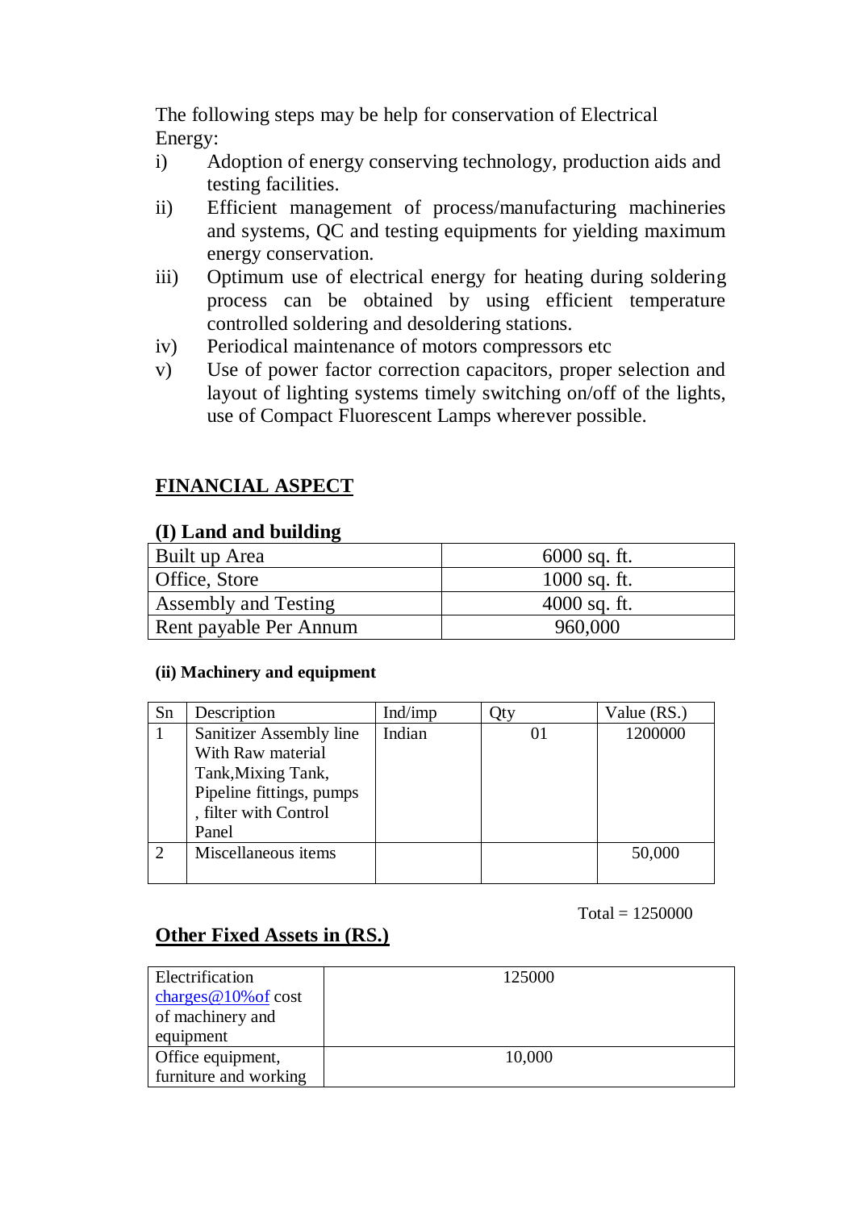The following steps may be help for conservation of Electrical Energy:

i) Adoption of energy conserving technology, production aids and testing facilities.
ii) Efficient management of process/manufacturing machineries and systems, QC and testing equipments for yielding maximum energy conservation.
iii) Optimum use of electrical energy for heating during soldering process can be obtained by using efficient temperature controlled soldering and desoldering stations.
iv) Periodical maintenance of motors compressors etc
v) Use of power factor correction capacitors, proper selection and layout of lighting systems timely switching on/off of the lights, use of Compact Fluorescent Lamps wherever possible.

## FINANCIAL ASPECT

### (I) Land and building

| | |
|---|---|
| Built up Area | 6000 sq. ft. |
| Office, Store | 1000 sq. ft. |
| Assembly and Testing | 4000 sq. ft. |
| Rent payable Per Annum | 960,000 |

#### (ii) Machinery and equipment

| Sn | Description | Ind/imp | Qty | Value (RS.) |
|---|---|---|---|---|
| 1 | Sanitizer Assembly line With Raw material Tank,Mixing Tank, Pipeline fittings, pumps , filter with Control Panel | Indian | 01 | 1200000 |
| 2 | Miscellaneous items | | | 50,000 |

Total = 1250000

## Other Fixed Assets in (RS.)

| | |
|---|---|
| Electrification charges@10%of cost of machinery and equipment | 125000 |
| Office equipment, furniture and working | 10,000 |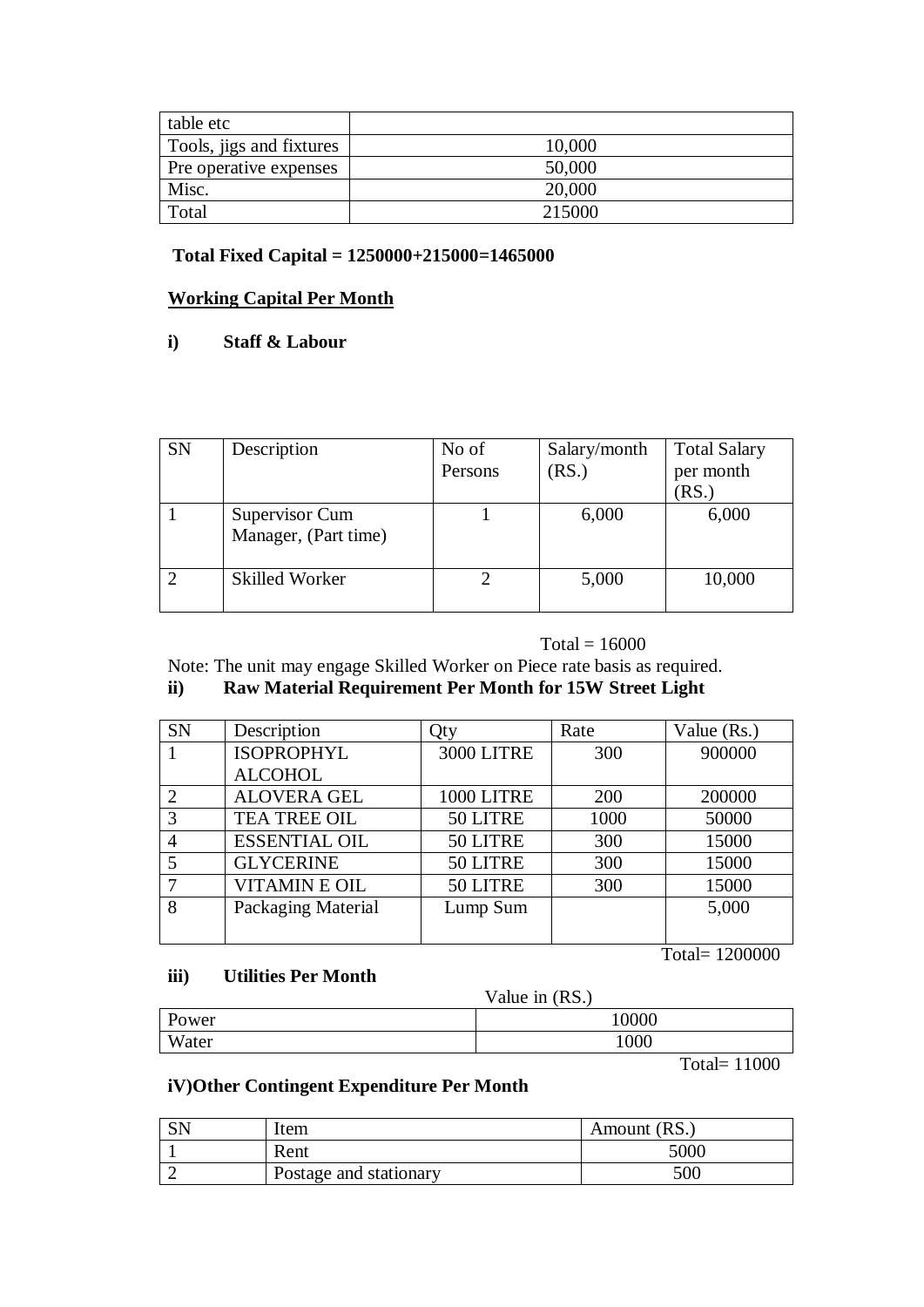| table etc | |
|---|---|
| Tools, jigs and fixtures | 10,000 |
| Pre operative expenses | 50,000 |
| Misc. | 20,000 |
| Total | 215000 |

**Total Fixed Capital = 1250000+215000=1465000**

**Working Capital Per Month**

**i) Staff & Labour**

| SN | Description | No of Persons | Salary/month (RS.) | Total Salary per month (RS.) |
|---|---|---|---|---|
| 1 | Supervisor Cum Manager, (Part time) | 1 | 6,000 | 6,000 |
| 2 | Skilled Worker | 2 | 5,000 | 10,000 |

Total = 16000

Note: The unit may engage Skilled Worker on Piece rate basis as required.

**ii) Raw Material Requirement Per Month for 15W Street Light**

| SN | Description | Qty | Rate | Value (Rs.) |
|---|---|---|---|---|
| 1 | ISOPROPHYL ALCOHOL | 3000 LITRE | 300 | 900000 |
| 2 | ALOVERA GEL | 1000 LITRE | 200 | 200000 |
| 3 | TEA TREE OIL | 50 LITRE | 1000 | 50000 |
| 4 | ESSENTIAL OIL | 50 LITRE | 300 | 15000 |
| 5 | GLYCERINE | 50 LITRE | 300 | 15000 |
| 7 | VITAMIN E OIL | 50 LITRE | 300 | 15000 |
| 8 | Packaging Material | Lump Sum | | 5,000 |

Total= 1200000

**iii) Utilities Per Month**

| | Value in (RS.) |
|---|---|
| Power | 10000 |
| Water | 1000 |

Total= 11000

**iV)Other Contingent Expenditure Per Month**

| SN | Item | Amount (RS.) |
|---|---|---|
| 1 | Rent | 5000 |
| 2 | Postage and stationary | 500 |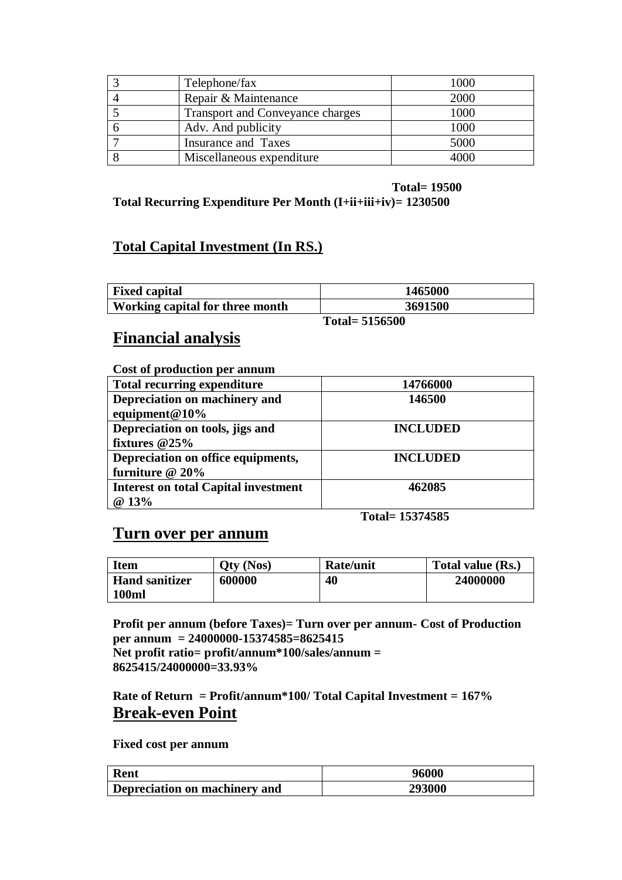| 3 | Telephone/fax | 1000 |
|---|---|---|
| 4 | Repair & Maintenance | 2000 |
| 5 | Transport and Conveyance charges | 1000 |
| 6 | Adv. And publicity | 1000 |
| 7 | Insurance and Taxes | 5000 |
| 8 | Miscellaneous expenditure | 4000 |

**Total= 19500**

**Total Recurring Expenditure Per Month (I+ii+iii+iv)= 1230500**

## Total Capital Investment (In RS.)

| Fixed capital | 1465000 |
|---|---|
| Working capital for three month | 3691500 |

**Total= 5156500**

## Financial analysis

**Cost of production per annum**

| Total recurring expenditure | 14766000 |
|---|---|
| Depreciation on machinery and equipment@10% | 146500 |
| Depreciation on tools, jigs and fixtures @25% | INCLUDED |
| Depreciation on office equipments, furniture @ 20% | INCLUDED |
| Interest on total Capital investment @ 13% | 462085 |

**Total= 15374585**

## Turn over per annum

| Item | Qty (Nos) | Rate/unit | Total value (Rs.) |
|---|---|---|---|
| Hand sanitizer 100ml | 600000 | 40 | 24000000 |

**Profit per annum (before Taxes)= Turn over per annum- Cost of Production per annum = 24000000-15374585=8625415**

**Net profit ratio= profit/annum*100/sales/annum = 8625415/24000000=33.93%**

**Rate of Return = Profit/annum*100/ Total Capital Investment = 167%**

## Break-even Point

**Fixed cost per annum**

| Rent | 96000 |
|---|---|
| Depreciation on machinery and | 293000 |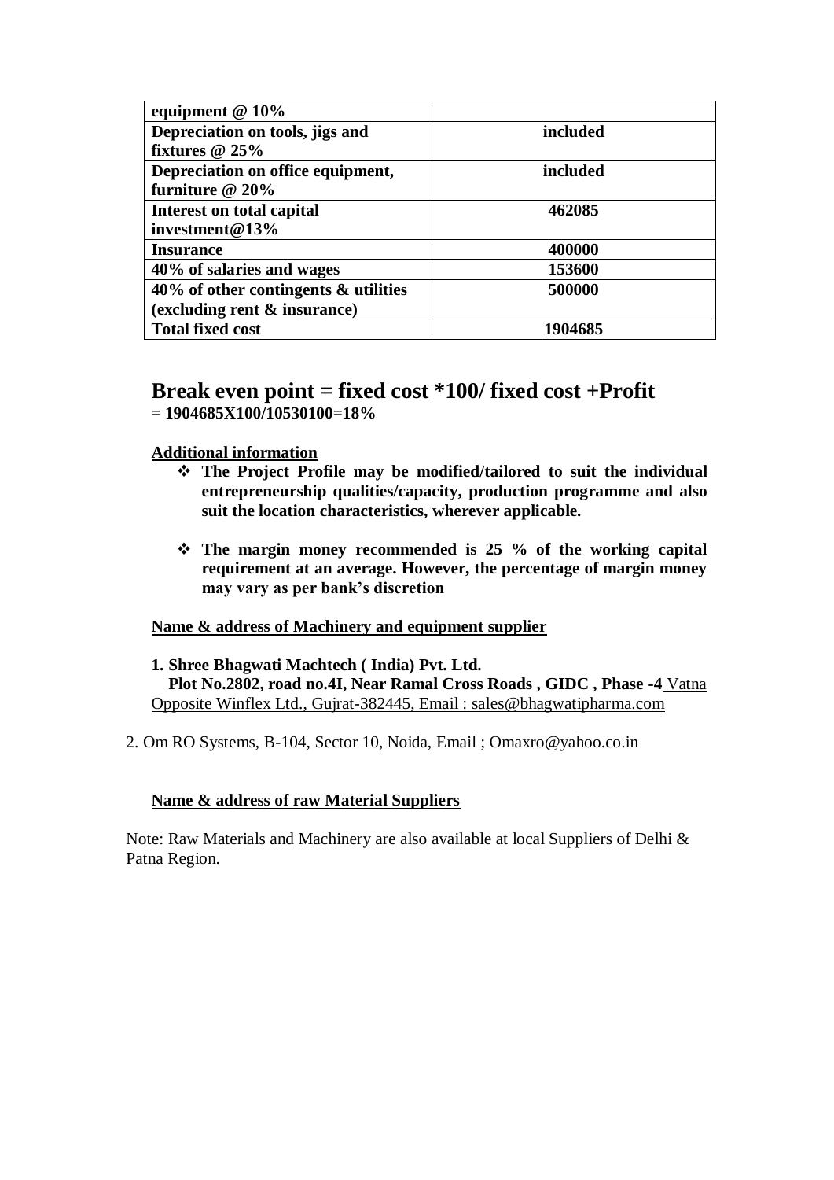| | |
|---|---|
| **equipment @ 10%** | |
| **Depreciation on tools, jigs and fixtures @ 25%** | **included** |
| **Depreciation on office equipment, furniture @ 20%** | **included** |
| **Interest on total capital investment@13%** | **462085** |
| **Insurance** | **400000** |
| **40% of salaries and wages** | **153600** |
| **40% of other contingents & utilities (excluding rent & insurance)** | **500000** |
| **Total fixed cost** | **1904685** |

## Break even point = fixed cost *100/ fixed cost +Profit

**= 1904685X100/10530100=18%**

**Additional information**

- **The Project Profile may be modified/tailored to suit the individual entrepreneurship qualities/capacity, production programme and also suit the location characteristics, wherever applicable.**
- **The margin money recommended is 25 % of the working capital requirement at an average. However, the percentage of margin money may vary as per bank's discretion**

**Name & address of Machinery and equipment supplier**

1. **Shree Bhagwati Machtech ( India) Pvt. Ltd.**
   **Plot No.2802, road no.4I, Near Ramal Cross Roads , GIDC , Phase -4** Vatna Opposite Winflex Ltd., Gujrat-382445, Email : sales@bhagwatipharma.com

2. Om RO Systems, B-104, Sector 10, Noida, Email ; Omaxro@yahoo.co.in

**Name & address of raw Material Suppliers**

Note: Raw Materials and Machinery are also available at local Suppliers of Delhi & Patna Region.